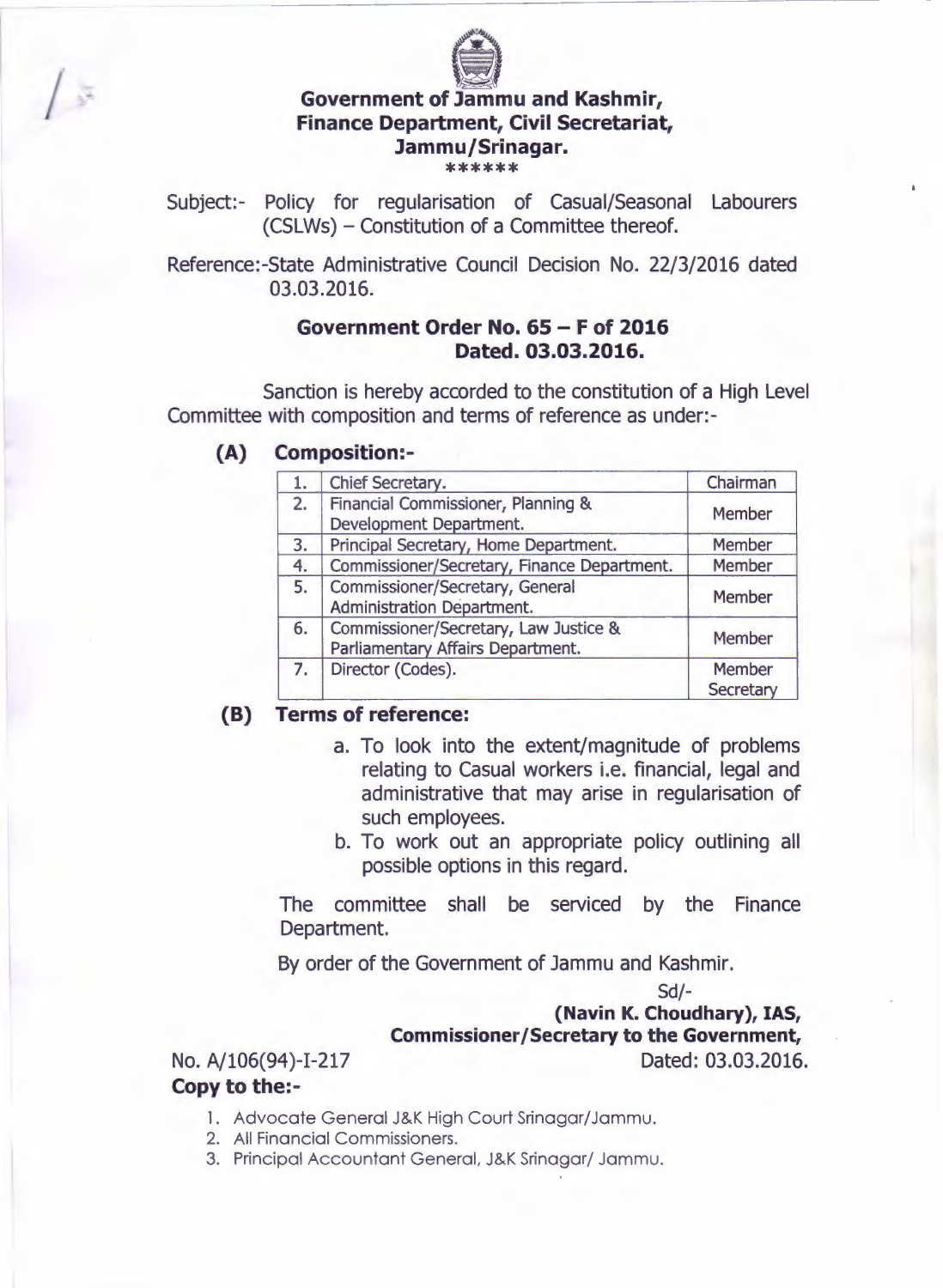**Government of Jammu and Kashmir,**
**Finance Department, Civil Secretariat,**
**Jammu/Srinagar.**

******

Subject:- Policy for regularisation of Casual/Seasonal Labourers (CSLWs) – Constitution of a Committee thereof.

Reference:-State Administrative Council Decision No. 22/3/2016 dated 03.03.2016.

**Government Order No. 65 – F of 2016**
**Dated. 03.03.2016.**

Sanction is hereby accorded to the constitution of a High Level Committee with composition and terms of reference as under:-

**(A) Composition:-**

| | | |
|---|---|---|
| 1. | Chief Secretary. | Chairman |
| 2. | Financial Commissioner, Planning & Development Department. | Member |
| 3. | Principal Secretary, Home Department. | Member |
| 4. | Commissioner/Secretary, Finance Department. | Member |
| 5. | Commissioner/Secretary, General Administration Department. | Member |
| 6. | Commissioner/Secretary, Law Justice & Parliamentary Affairs Department. | Member |
| 7. | Director (Codes). | Member Secretary |

**(B) Terms of reference:**

a. To look into the extent/magnitude of problems relating to Casual workers i.e. financial, legal and administrative that may arise in regularisation of such employees.

b. To work out an appropriate policy outlining all possible options in this regard.

The committee shall be serviced by the Finance Department.

By order of the Government of Jammu and Kashmir.

Sd/-

**(Navin K. Choudhary), IAS,**
**Commissioner/Secretary to the Government,**

No. A/106(94)-I-217 Dated: 03.03.2016.

**Copy to the:-**

1. Advocate General J&K High Court Srinagar/Jammu.
2. All Financial Commissioners.
3. Principal Accountant General, J&K Srinagar/ Jammu.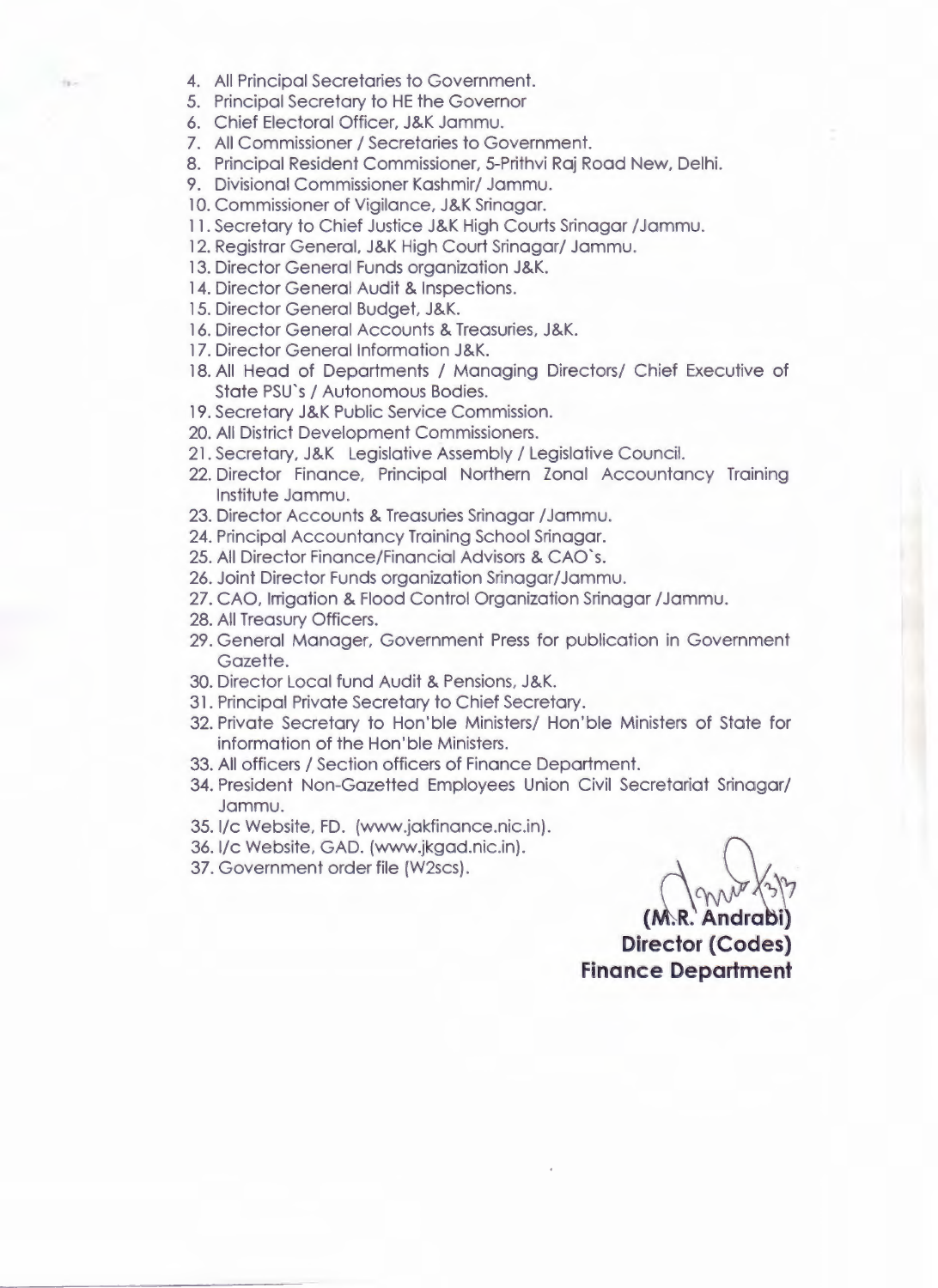4. All Principal Secretaries to Government.
5. Principal Secretary to HE the Governor
6. Chief Electoral Officer, J&K Jammu.
7. All Commissioner / Secretaries to Government.
8. Principal Resident Commissioner, 5-Prithvi Raj Road New, Delhi.
9. Divisional Commissioner Kashmir/ Jammu.
10. Commissioner of Vigilance, J&K Srinagar.
11. Secretary to Chief Justice J&K High Courts Srinagar /Jammu.
12. Registrar General, J&K High Court Srinagar/ Jammu.
13. Director General Funds organization J&K.
14. Director General Audit & Inspections.
15. Director General Budget, J&K.
16. Director General Accounts & Treasuries, J&K.
17. Director General Information J&K.
18. All Head of Departments / Managing Directors/ Chief Executive of State PSU's / Autonomous Bodies.
19. Secretary J&K Public Service Commission.
20. All District Development Commissioners.
21. Secretary, J&K Legislative Assembly / Legislative Council.
22. Director Finance, Principal Northern Zonal Accountancy Training Institute Jammu.
23. Director Accounts & Treasuries Srinagar /Jammu.
24. Principal Accountancy Training School Srinagar.
25. All Director Finance/Financial Advisors & CAO's.
26. Joint Director Funds organization Srinagar/Jammu.
27. CAO, Irrigation & Flood Control Organization Srinagar /Jammu.
28. All Treasury Officers.
29. General Manager, Government Press for publication in Government Gazette.
30. Director Local fund Audit & Pensions, J&K.
31. Principal Private Secretary to Chief Secretary.
32. Private Secretary to Hon'ble Ministers/ Hon'ble Ministers of State for information of the Hon'ble Ministers.
33. All officers / Section officers of Finance Department.
34. President Non-Gazetted Employees Union Civil Secretariat Srinagar/ Jammu.
35. I/c Website, FD. (www.jakfinance.nic.in).
36. I/c Website, GAD. (www.jkgad.nic.in).
37. Government order file (W2scs).

**(M.R. Andrabi)**
**Director (Codes)**
**Finance Department**